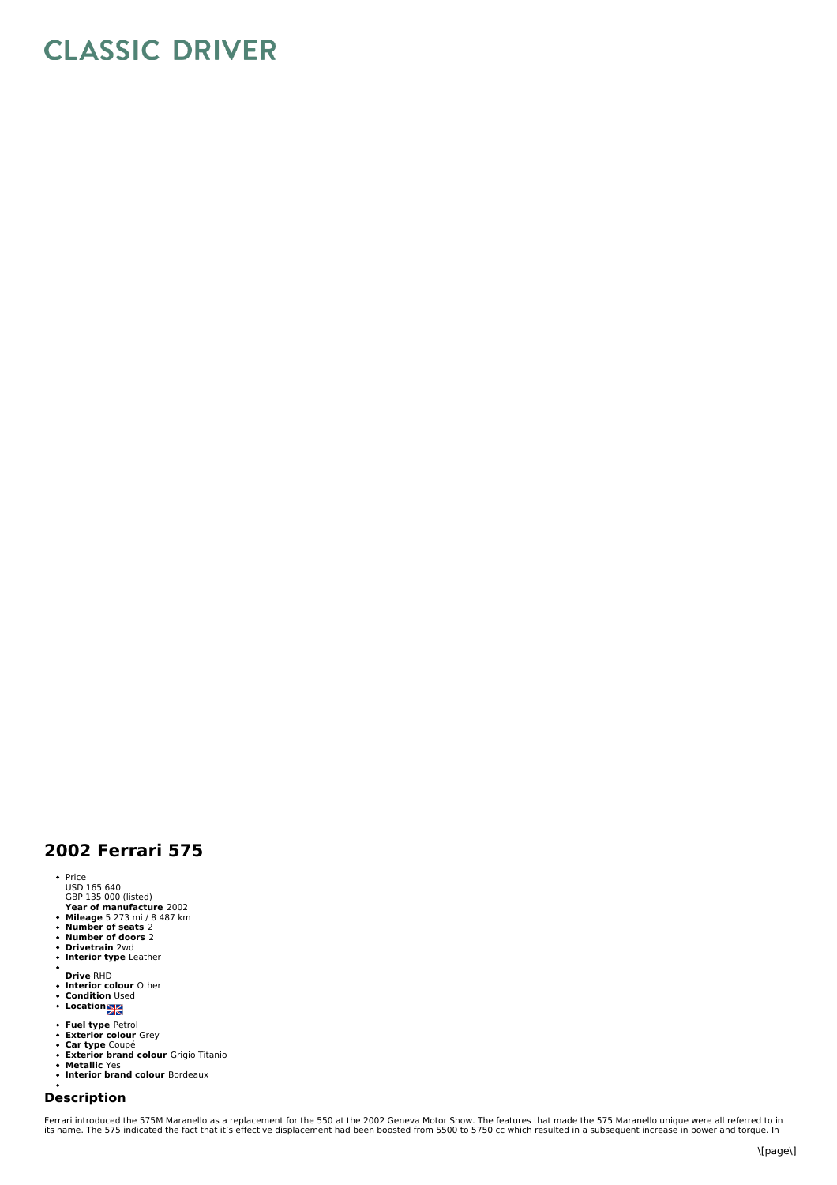# CLASSIC DRIVER

## 2002 Ferrari 575

- Price
  USD 165 640
  GBP 135 000 (listed)
  **Year of manufacture** 2002
- **Mileage** 5 273 mi / 8 487 km
- **Number of seats** 2
- **Number of doors** 2
- **Drivetrain** 2wd
- **Interior type** Leather
- 
  **Drive** RHD
- **Interior colour** Other
- **Condition** Used
- **Location**
- **Fuel type** Petrol
- **Exterior colour** Grey
- **Car type** Coupé
- **Exterior brand colour** Grigio Titanio
- **Metallic** Yes
- **Interior brand colour** Bordeaux
- 

## Description

Ferrari introduced the 575M Maranello as a replacement for the 550 at the 2002 Geneva Motor Show. The features that made the 575 Maranello unique were all referred to in its name. The 575 indicated the fact that it's effective displacement had been boosted from 5500 to 5750 cc which resulted in a subsequent increase in power and torque. In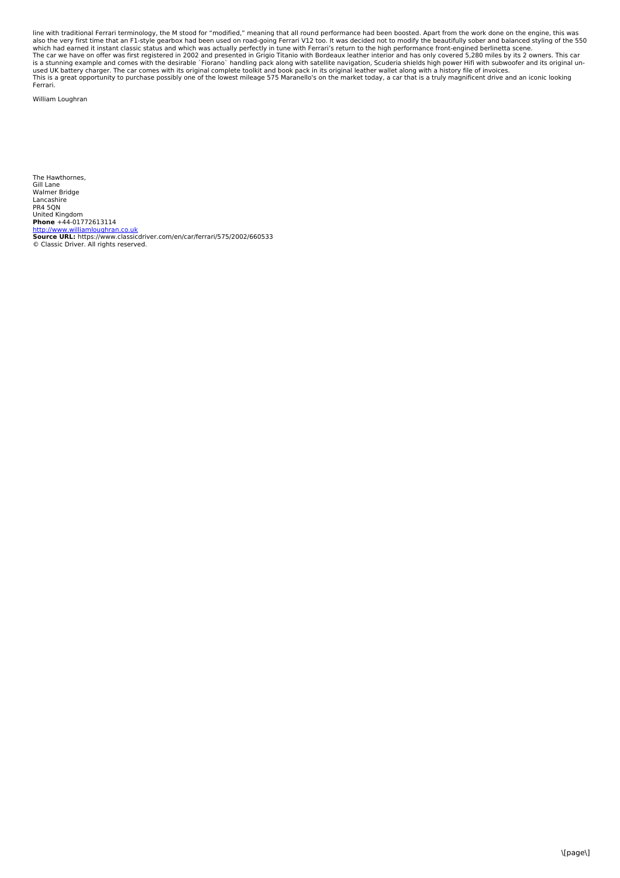line with traditional Ferrari terminology, the M stood for "modified," meaning that all round performance had been boosted. Apart from the work done on the engine, this was also the very first time that an F1-style gearbox had been used on road-going Ferrari V12 too. It was decided not to modify the beautifully sober and balanced styling of the 550 which had earned it instant classic status and which was actually perfectly in tune with Ferrari's return to the high performance front-engined berlinetta scene.
The car we have on offer was first registered in 2002 and presented in Grigio Titanio with Bordeaux leather interior and has only covered 5,280 miles by its 2 owners. This car is a stunning example and comes with the desirable `Fiorano` handling pack along with satellite navigation, Scuderia shields high power Hifi with subwoofer and its original un-used UK battery charger. The car comes with its original complete toolkit and book pack in its original leather wallet along with a history file of invoices.
This is a great opportunity to purchase possibly one of the lowest mileage 575 Maranello's on the market today, a car that is a truly magnificent drive and an iconic looking Ferrari.

William Loughran

The Hawthornes,
Gill Lane
Walmer Bridge
Lancashire
PR4 5QN
United Kingdom
**Phone** +44-01772613114
http://www.williamloughran.co.uk
**Source URL:** https://www.classicdriver.com/en/car/ferrari/575/2002/660533
© Classic Driver. All rights reserved.